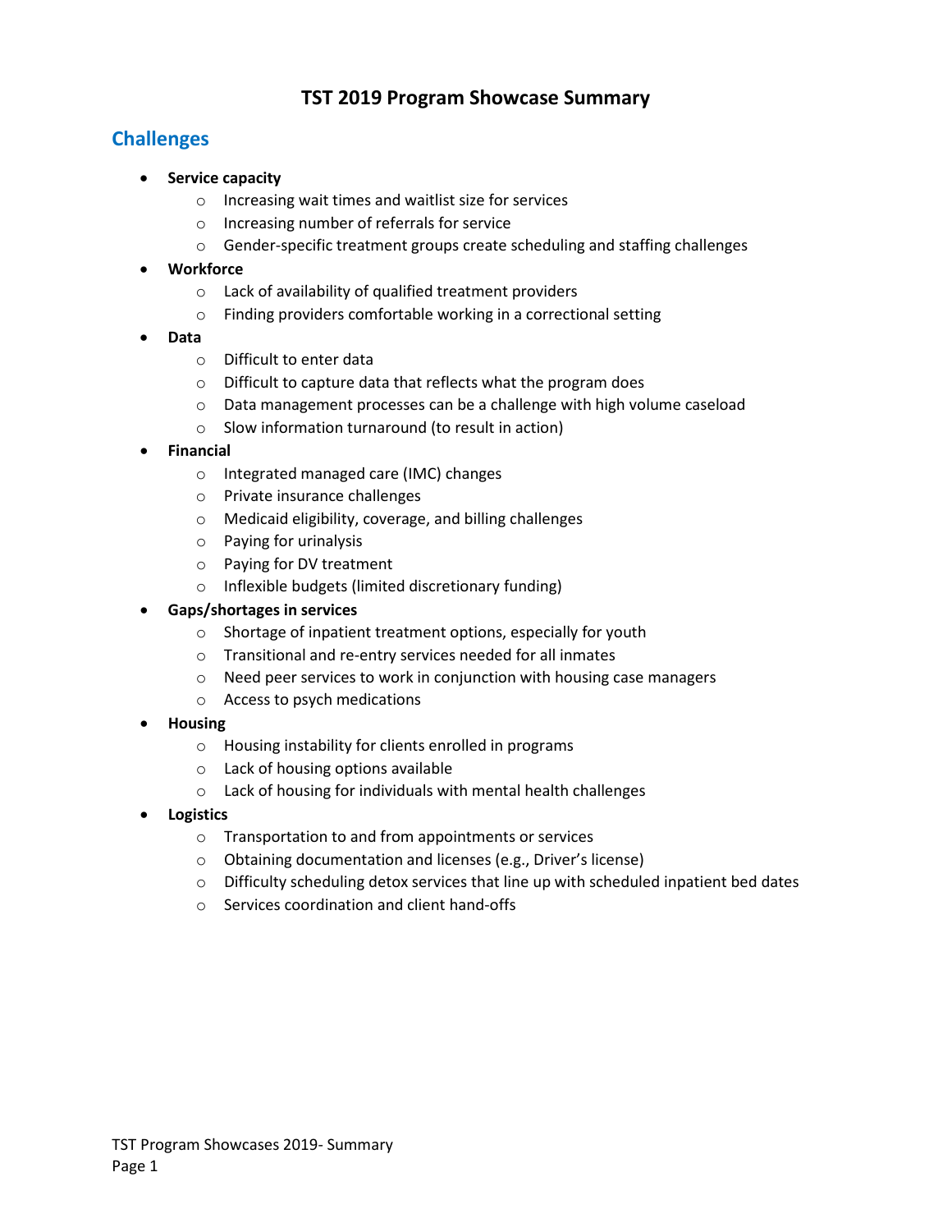# TST 2019 Program Showcase Summary

## Challenges

- **Service capacity**
  - Increasing wait times and waitlist size for services
  - Increasing number of referrals for service
  - Gender-specific treatment groups create scheduling and staffing challenges
- **Workforce**
  - Lack of availability of qualified treatment providers
  - Finding providers comfortable working in a correctional setting
- **Data**
  - Difficult to enter data
  - Difficult to capture data that reflects what the program does
  - Data management processes can be a challenge with high volume caseload
  - Slow information turnaround (to result in action)
- **Financial**
  - Integrated managed care (IMC) changes
  - Private insurance challenges
  - Medicaid eligibility, coverage, and billing challenges
  - Paying for urinalysis
  - Paying for DV treatment
  - Inflexible budgets (limited discretionary funding)
- **Gaps/shortages in services**
  - Shortage of inpatient treatment options, especially for youth
  - Transitional and re-entry services needed for all inmates
  - Need peer services to work in conjunction with housing case managers
  - Access to psych medications
- **Housing**
  - Housing instability for clients enrolled in programs
  - Lack of housing options available
  - Lack of housing for individuals with mental health challenges
- **Logistics**
  - Transportation to and from appointments or services
  - Obtaining documentation and licenses (e.g., Driver's license)
  - Difficulty scheduling detox services that line up with scheduled inpatient bed dates
  - Services coordination and client hand-offs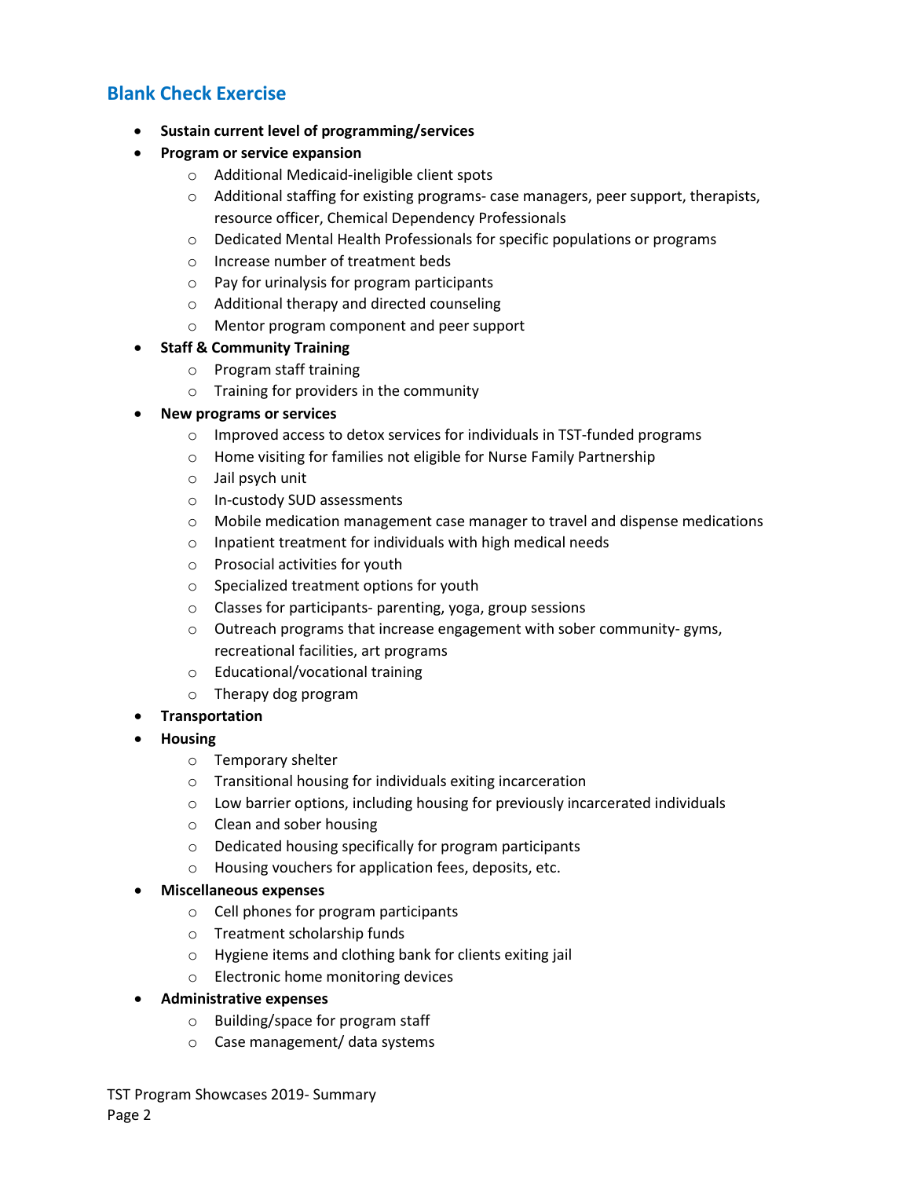## Blank Check Exercise

- **Sustain current level of programming/services**
- **Program or service expansion**
  - Additional Medicaid-ineligible client spots
  - Additional staffing for existing programs- case managers, peer support, therapists, resource officer, Chemical Dependency Professionals
  - Dedicated Mental Health Professionals for specific populations or programs
  - Increase number of treatment beds
  - Pay for urinalysis for program participants
  - Additional therapy and directed counseling
  - Mentor program component and peer support
- **Staff & Community Training**
  - Program staff training
  - Training for providers in the community
- **New programs or services**
  - Improved access to detox services for individuals in TST-funded programs
  - Home visiting for families not eligible for Nurse Family Partnership
  - Jail psych unit
  - In-custody SUD assessments
  - Mobile medication management case manager to travel and dispense medications
  - Inpatient treatment for individuals with high medical needs
  - Prosocial activities for youth
  - Specialized treatment options for youth
  - Classes for participants- parenting, yoga, group sessions
  - Outreach programs that increase engagement with sober community- gyms, recreational facilities, art programs
  - Educational/vocational training
  - Therapy dog program
- **Transportation**
- **Housing**
  - Temporary shelter
  - Transitional housing for individuals exiting incarceration
  - Low barrier options, including housing for previously incarcerated individuals
  - Clean and sober housing
  - Dedicated housing specifically for program participants
  - Housing vouchers for application fees, deposits, etc.
- **Miscellaneous expenses**
  - Cell phones for program participants
  - Treatment scholarship funds
  - Hygiene items and clothing bank for clients exiting jail
  - Electronic home monitoring devices
- **Administrative expenses**
  - Building/space for program staff
  - Case management/ data systems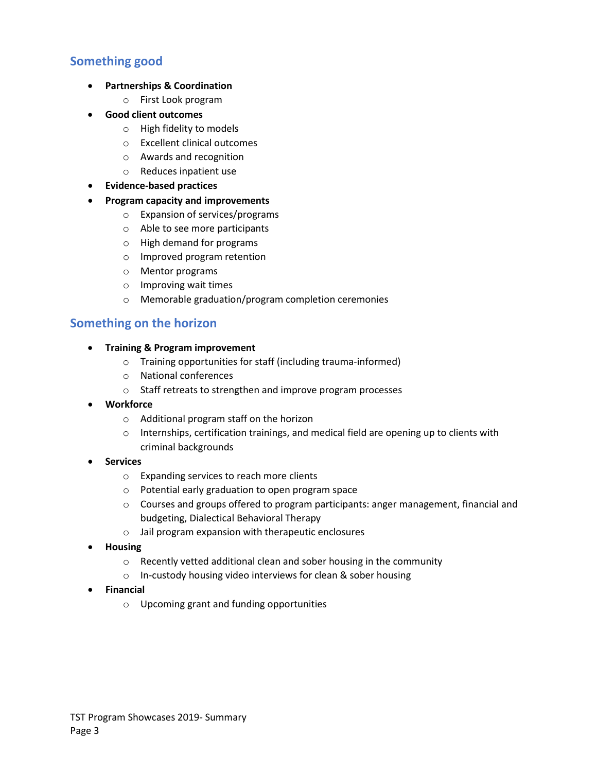## Something good

- **Partnerships & Coordination**
  - First Look program
- **Good client outcomes**
  - High fidelity to models
  - Excellent clinical outcomes
  - Awards and recognition
  - Reduces inpatient use
- **Evidence-based practices**
- **Program capacity and improvements**
  - Expansion of services/programs
  - Able to see more participants
  - High demand for programs
  - Improved program retention
  - Mentor programs
  - Improving wait times
  - Memorable graduation/program completion ceremonies

## Something on the horizon

- **Training & Program improvement**
  - Training opportunities for staff (including trauma-informed)
  - National conferences
  - Staff retreats to strengthen and improve program processes
- **Workforce**
  - Additional program staff on the horizon
  - Internships, certification trainings, and medical field are opening up to clients with criminal backgrounds
- **Services**
  - Expanding services to reach more clients
  - Potential early graduation to open program space
  - Courses and groups offered to program participants: anger management, financial and budgeting, Dialectical Behavioral Therapy
  - Jail program expansion with therapeutic enclosures
- **Housing**
  - Recently vetted additional clean and sober housing in the community
  - In-custody housing video interviews for clean & sober housing
- **Financial**
  - Upcoming grant and funding opportunities